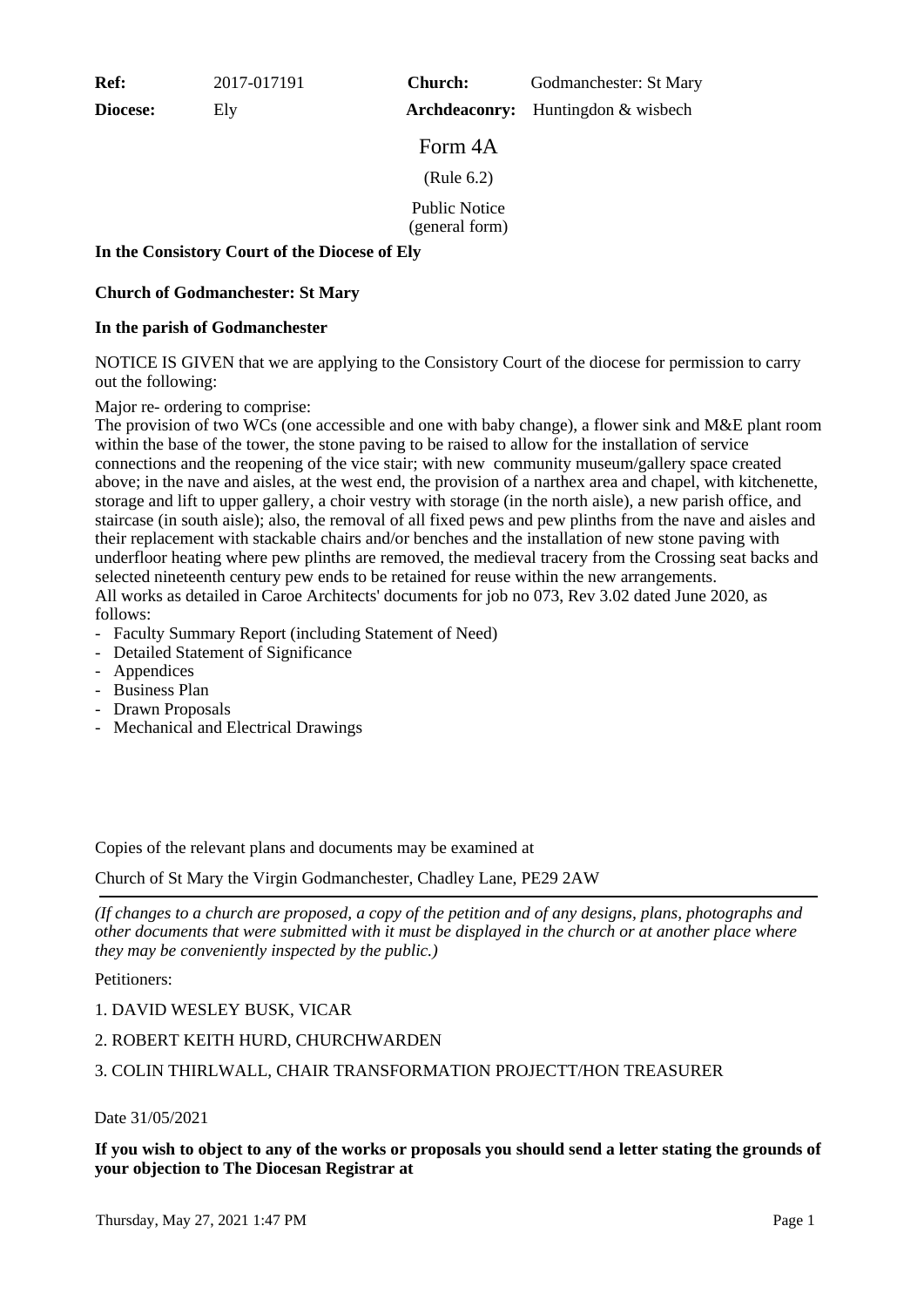| | | | |
|---|---|---|---|
| **Ref:** | 2017-017191 | **Church:** | Godmanchester: St Mary |
| **Diocese:** | Ely | **Archdeaconry:** | Huntingdon & wisbech |

# Form 4A

(Rule 6.2)

Public Notice
(general form)

**In the Consistory Court of the Diocese of Ely**

**Church of Godmanchester: St Mary**

**In the parish of Godmanchester**

NOTICE IS GIVEN that we are applying to the Consistory Court of the diocese for permission to carry out the following:

Major re- ordering to comprise:
The provision of two WCs (one accessible and one with baby change), a flower sink and M&E plant room within the base of the tower, the stone paving to be raised to allow for the installation of service connections and the reopening of the vice stair; with new community museum/gallery space created above; in the nave and aisles, at the west end, the provision of a narthex area and chapel, with kitchenette, storage and lift to upper gallery, a choir vestry with storage (in the north aisle), a new parish office, and staircase (in south aisle); also, the removal of all fixed pews and pew plinths from the nave and aisles and their replacement with stackable chairs and/or benches and the installation of new stone paving with underfloor heating where pew plinths are removed, the medieval tracery from the Crossing seat backs and selected nineteenth century pew ends to be retained for reuse within the new arrangements.
All works as detailed in Caroe Architects' documents for job no 073, Rev 3.02 dated June 2020, as follows:

- Faculty Summary Report (including Statement of Need)
- Detailed Statement of Significance
- Appendices
- Business Plan
- Drawn Proposals
- Mechanical and Electrical Drawings

Copies of the relevant plans and documents may be examined at

Church of St Mary the Virgin Godmanchester, Chadley Lane, PE29 2AW

*(If changes to a church are proposed, a copy of the petition and of any designs, plans, photographs and other documents that were submitted with it must be displayed in the church or at another place where they may be conveniently inspected by the public.)*

Petitioners:

1. DAVID WESLEY BUSK, VICAR

2. ROBERT KEITH HURD, CHURCHWARDEN

3. COLIN THIRLWALL, CHAIR TRANSFORMATION PROJECTT/HON TREASURER

Date 31/05/2021

**If you wish to object to any of the works or proposals you should send a letter stating the grounds of your objection to The Diocesan Registrar at**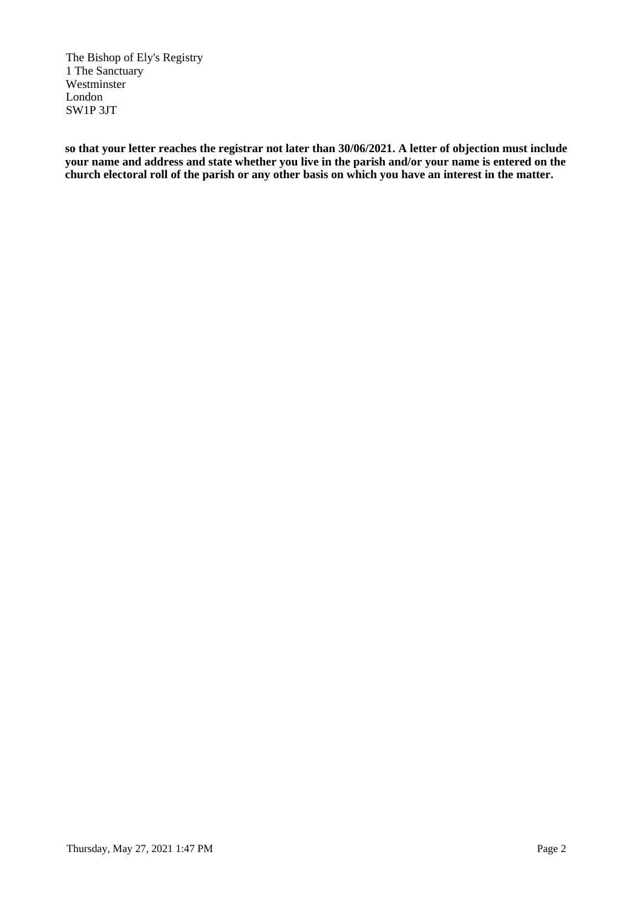The Bishop of Ely's Registry
1 The Sanctuary
Westminster
London
SW1P 3JT

**so that your letter reaches the registrar not later than 30/06/2021. A letter of objection must include your name and address and state whether you live in the parish and/or your name is entered on the church electoral roll of the parish or any other basis on which you have an interest in the matter.**

Thursday, May 27, 2021 1:47 PM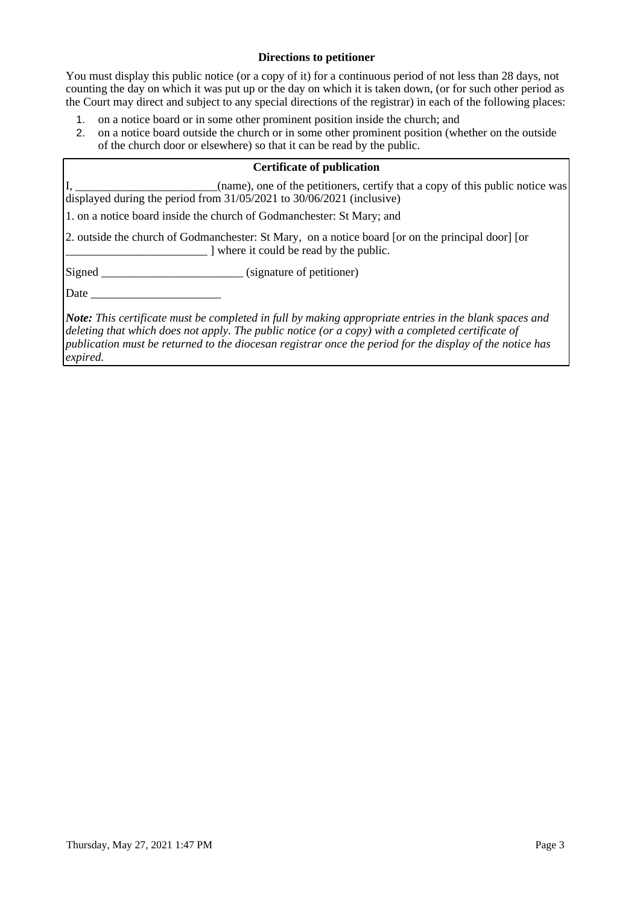### Directions to petitioner

You must display this public notice (or a copy of it) for a continuous period of not less than 28 days, not counting the day on which it was put up or the day on which it is taken down, (or for such other period as the Court may direct and subject to any special directions of the registrar) in each of the following places:

1. on a notice board or in some other prominent position inside the church; and
2. on a notice board outside the church or in some other prominent position (whether on the outside of the church door or elsewhere) so that it can be read by the public.

### Certificate of publication

I, ________________________(name), one of the petitioners, certify that a copy of this public notice was displayed during the period from 31/05/2021 to 30/06/2021 (inclusive)

1. on a notice board inside the church of Godmanchester: St Mary; and

2. outside the church of Godmanchester: St Mary, on a notice board [or on the principal door] [or ________________________ ] where it could be read by the public.

Signed ________________________ (signature of petitioner)

Date ______________________

***Note:*** *This certificate must be completed in full by making appropriate entries in the blank spaces and deleting that which does not apply. The public notice (or a copy) with a completed certificate of publication must be returned to the diocesan registrar once the period for the display of the notice has expired.*

Thursday, May 27, 2021 1:47 PM